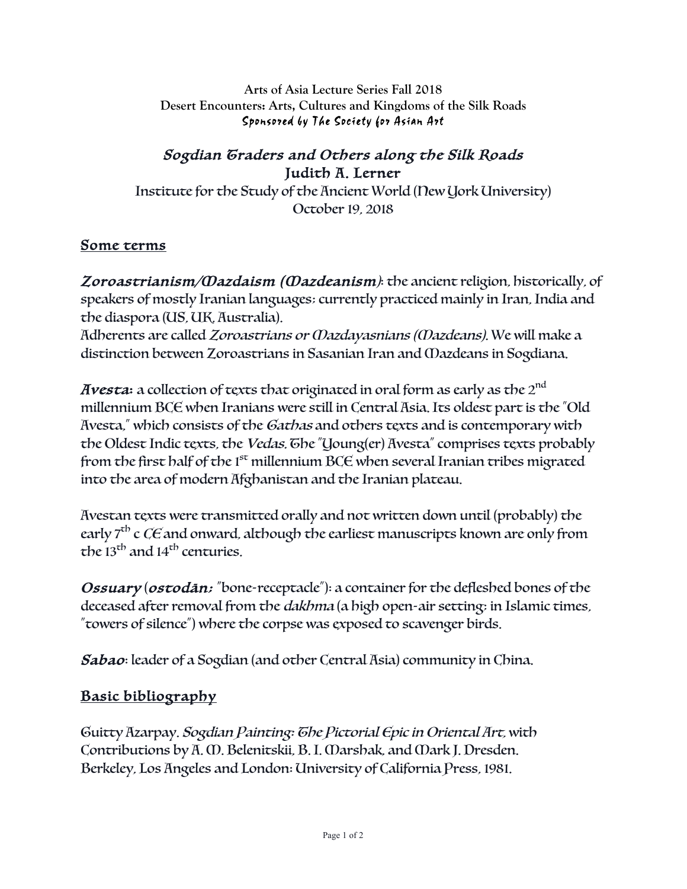**Arts of Asia Lecture Series Fall 2018**
**Desert Encounters: Arts, Cultures and Kingdoms of the Silk Roads**
Sponsored by The Society for Asian Art

# *Sogdian Traders and Others along the Silk Roads*

## Judith A. Lerner

Institute for the Study of the Ancient World (New York University)
October 19, 2018

## Some terms

***Zoroastrianism/Mazdaism (Mazdeanism)***: the ancient religion, historically, of speakers of mostly Iranian languages: currently practiced mainly in Iran, India and the diaspora (US, UK, Australia).
Adherents are called *Zoroastrians or Mazdayasnians (Mazdeans)*. We will make a distinction between Zoroastrians in Sasanian Iran and Mazdeans in Sogdiana.

***Avesta***: a collection of texts that originated in oral form as early as the 2nd millennium BCE when Iranians were still in Central Asia. Its oldest part is the "Old Avesta," which consists of the *Gathas* and others texts and is contemporary with the Oldest Indic texts, the *Vedas*. The "Young(er) Avesta" comprises texts probably from the first half of the 1st millennium BCE when several Iranian tribes migrated into the area of modern Afghanistan and the Iranian plateau.

Avestan texts were transmitted orally and not written down until (probably) the early 7th c *CE* and onward, although the earliest manuscripts known are only from the 13th and 14th centuries.

***Ossuary*** (***ostodān;*** "bone-receptacle"): a container for the defleshed bones of the deceased after removal from the *dakhma* (a high open-air setting; in Islamic times, "towers of silence") where the corpse was exposed to scavenger birds.

***Sabao***: leader of a Sogdian (and other Central Asia) community in China.

## Basic bibliography

Guitty Azarpay. *Sogdian Painting: The Pictorial Epic in Oriental Art*, with Contributions by A. M. Belenitskii, B. I. Marshak, and Mark J. Dresden. Berkeley, Los Angeles and London: University of California Press, 1981.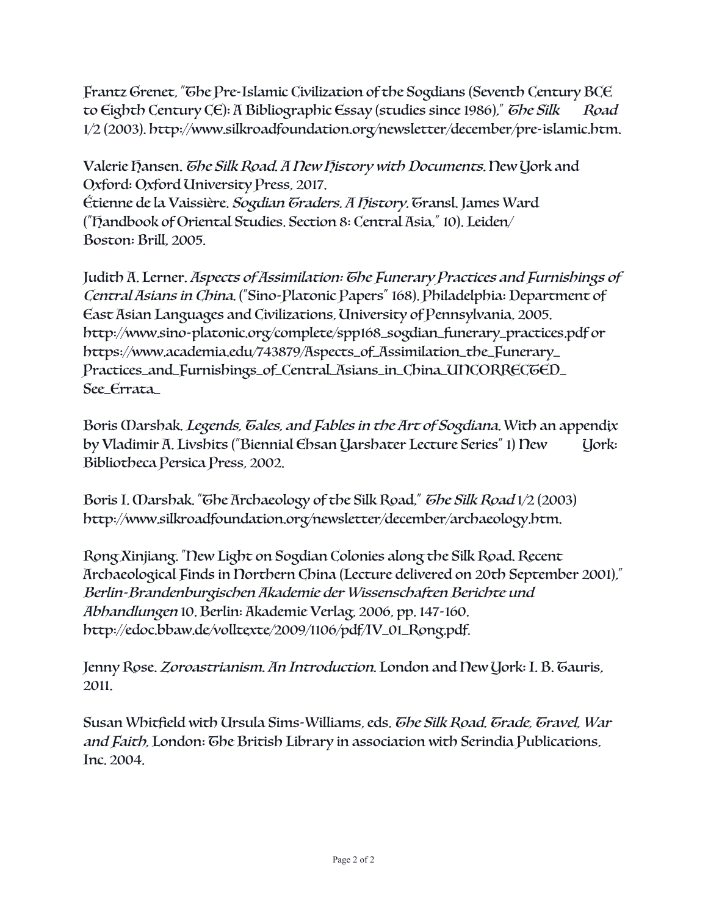Frantz Grenet, "The Pre-Islamic Civilization of the Sogdians (Seventh Century BCE to Eighth Century CE): A Bibliographic Essay (studies since 1986)," *The Silk Road* 1/2 (2003). http://www.silkroadfoundation.org/newsletter/december/pre-islamic.htm.

Valerie Hansen. *The Silk Road. A New History with Documents.* New York and Oxford: Oxford University Press, 2017.
Étienne de la Vaissière. *Sogdian Traders. A History.* Transl. James Ward ("Handbook of Oriental Studies. Section 8: Central Asia," 10). Leiden/ Boston: Brill, 2005.

Judith A. Lerner. *Aspects of Assimilation: The Funerary Practices and Furnishings of Central Asians in China.* ("Sino-Platonic Papers" 168). Philadelphia: Department of East Asian Languages and Civilizations, University of Pennsylvania, 2005. http://www.sino-platonic.org/complete/spp168_sogdian_funerary_practices.pdf or https://www.academia.edu/743879/Aspects_of_Assimilation_the_Funerary_Practices_and_Furnishings_of_Central_Asians_in_China_UNCORRECTED_See_Errata_

Boris Marshak. *Legends, Tales, and Fables in the Art of Sogdiana.* With an appendix by Vladimir A. Livshits ("Biennial Ehsan Yarshater Lecture Series" 1) New York: Bibliotheca Persica Press, 2002.

Boris I. Marshak. "The Archaeology of the Silk Road," *The Silk Road* 1/2 (2003) http://www.silkroadfoundation.org/newsletter/december/archaeology.htm.

Rong Xinjiang. "New Light on Sogdian Colonies along the Silk Road. Recent Archaeological Finds in Northern China (Lecture delivered on 20th September 2001)," *Berlin-Brandenburgischen Akademie der Wissenschaften Berichte und Abhandlungen* 10. Berlin: Akademie Verlag, 2006, pp. 147-160. http://edoc.bbaw.de/volltexte/2009/1106/pdf/IV_01_Rong.pdf.

Jenny Rose. *Zoroastrianism. An Introduction.* London and New York: I. B. Tauris, 2011.

Susan Whitfield with Ursula Sims-Williams, eds. *The Silk Road. Trade, Travel, War and Faith,* London: The British Library in association with Serindia Publications, Inc. 2004.